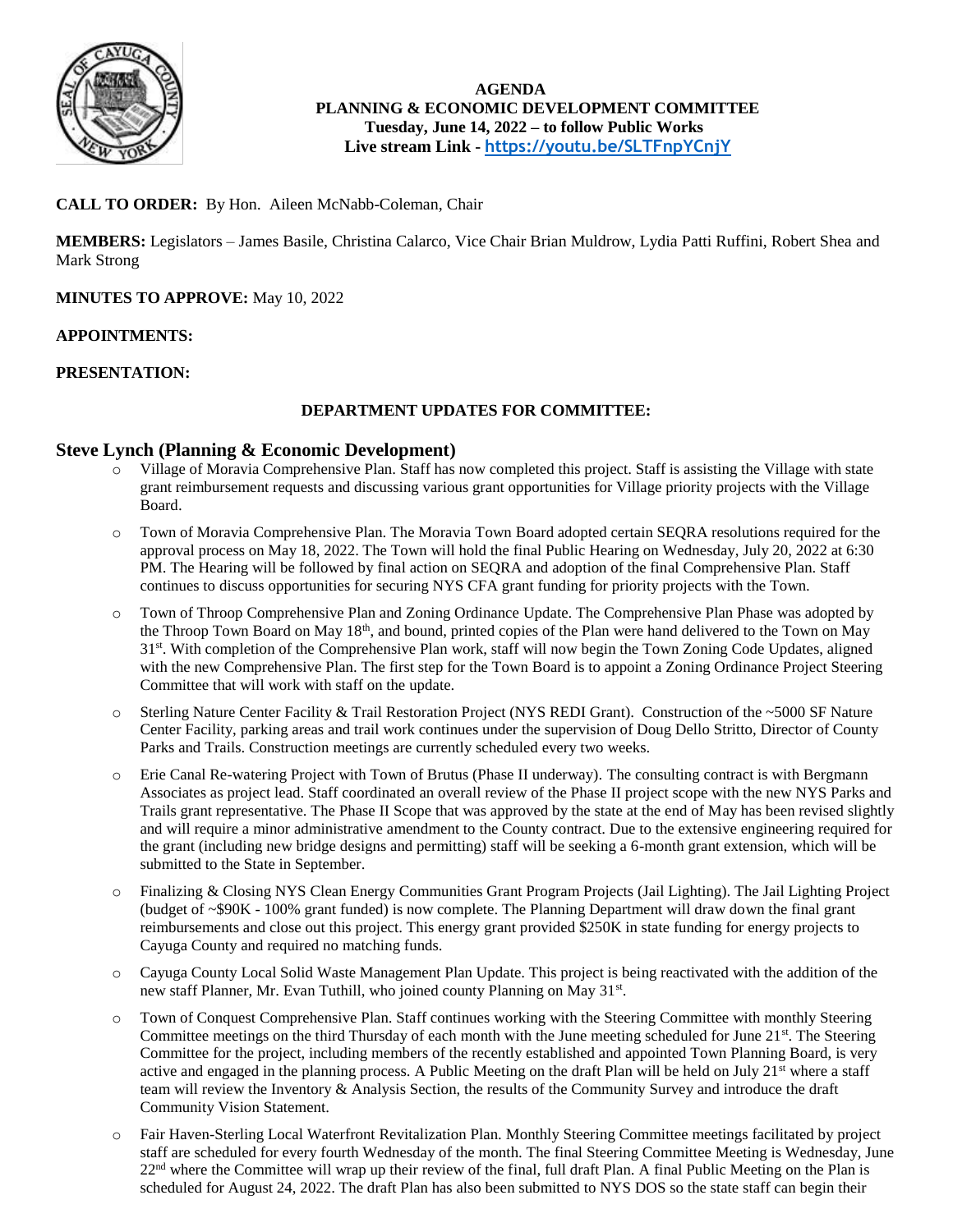**AGENDA**
**PLANNING & ECONOMIC DEVELOPMENT COMMITTEE**
**Tuesday, June 14, 2022 – to follow Public Works**
**Live stream Link - https://youtu.be/SLTFnpYCnjY**

**CALL TO ORDER:** By Hon. Aileen McNabb-Coleman, Chair

**MEMBERS:** Legislators – James Basile, Christina Calarco, Vice Chair Brian Muldrow, Lydia Patti Ruffini, Robert Shea and Mark Strong

**MINUTES TO APPROVE:** May 10, 2022

**APPOINTMENTS:**

**PRESENTATION:**

**DEPARTMENT UPDATES FOR COMMITTEE:**

## Steve Lynch (Planning & Economic Development)

- Village of Moravia Comprehensive Plan. Staff has now completed this project. Staff is assisting the Village with state grant reimbursement requests and discussing various grant opportunities for Village priority projects with the Village Board.
- Town of Moravia Comprehensive Plan. The Moravia Town Board adopted certain SEQRA resolutions required for the approval process on May 18, 2022. The Town will hold the final Public Hearing on Wednesday, July 20, 2022 at 6:30 PM. The Hearing will be followed by final action on SEQRA and adoption of the final Comprehensive Plan. Staff continues to discuss opportunities for securing NYS CFA grant funding for priority projects with the Town.
- Town of Throop Comprehensive Plan and Zoning Ordinance Update. The Comprehensive Plan Phase was adopted by the Throop Town Board on May 18th, and bound, printed copies of the Plan were hand delivered to the Town on May 31st. With completion of the Comprehensive Plan work, staff will now begin the Town Zoning Code Updates, aligned with the new Comprehensive Plan. The first step for the Town Board is to appoint a Zoning Ordinance Project Steering Committee that will work with staff on the update.
- Sterling Nature Center Facility & Trail Restoration Project (NYS REDI Grant). Construction of the ~5000 SF Nature Center Facility, parking areas and trail work continues under the supervision of Doug Dello Stritto, Director of County Parks and Trails. Construction meetings are currently scheduled every two weeks.
- Erie Canal Re-watering Project with Town of Brutus (Phase II underway). The consulting contract is with Bergmann Associates as project lead. Staff coordinated an overall review of the Phase II project scope with the new NYS Parks and Trails grant representative. The Phase II Scope that was approved by the state at the end of May has been revised slightly and will require a minor administrative amendment to the County contract. Due to the extensive engineering required for the grant (including new bridge designs and permitting) staff will be seeking a 6-month grant extension, which will be submitted to the State in September.
- Finalizing & Closing NYS Clean Energy Communities Grant Program Projects (Jail Lighting). The Jail Lighting Project (budget of ~$90K - 100% grant funded) is now complete. The Planning Department will draw down the final grant reimbursements and close out this project. This energy grant provided $250K in state funding for energy projects to Cayuga County and required no matching funds.
- Cayuga County Local Solid Waste Management Plan Update. This project is being reactivated with the addition of the new staff Planner, Mr. Evan Tuthill, who joined county Planning on May 31st.
- Town of Conquest Comprehensive Plan. Staff continues working with the Steering Committee with monthly Steering Committee meetings on the third Thursday of each month with the June meeting scheduled for June 21st. The Steering Committee for the project, including members of the recently established and appointed Town Planning Board, is very active and engaged in the planning process. A Public Meeting on the draft Plan will be held on July 21st where a staff team will review the Inventory & Analysis Section, the results of the Community Survey and introduce the draft Community Vision Statement.
- Fair Haven-Sterling Local Waterfront Revitalization Plan. Monthly Steering Committee meetings facilitated by project staff are scheduled for every fourth Wednesday of the month. The final Steering Committee Meeting is Wednesday, June 22nd where the Committee will wrap up their review of the final, full draft Plan. A final Public Meeting on the Plan is scheduled for August 24, 2022. The draft Plan has also been submitted to NYS DOS so the state staff can begin their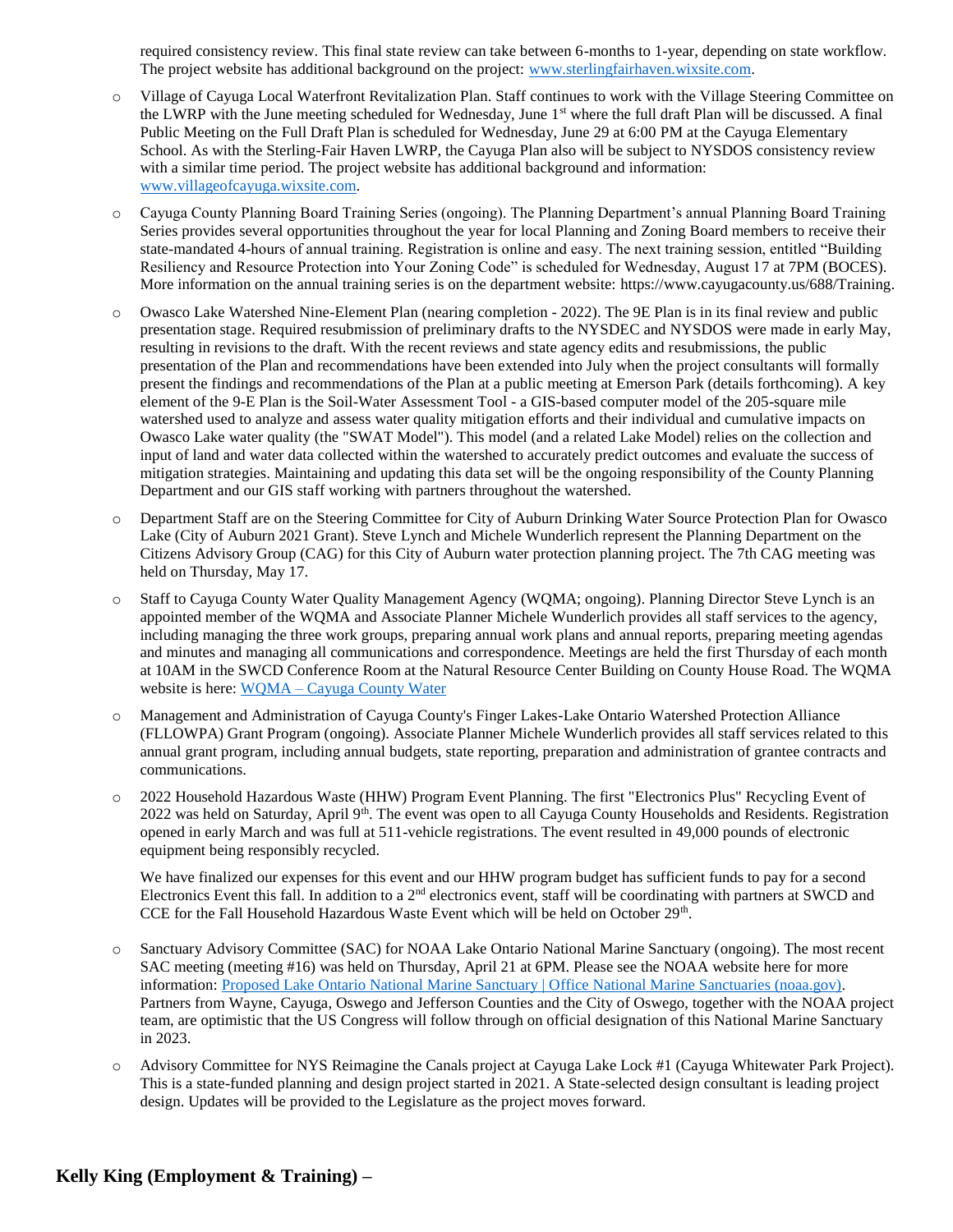required consistency review. This final state review can take between 6-months to 1-year, depending on state workflow. The project website has additional background on the project: [www.sterlingfairhaven.wixsite.com](www.sterlingfairhaven.wixsite.com).

- Village of Cayuga Local Waterfront Revitalization Plan. Staff continues to work with the Village Steering Committee on the LWRP with the June meeting scheduled for Wednesday, June 1st where the full draft Plan will be discussed. A final Public Meeting on the Full Draft Plan is scheduled for Wednesday, June 29 at 6:00 PM at the Cayuga Elementary School. As with the Sterling-Fair Haven LWRP, the Cayuga Plan also will be subject to NYSDOS consistency review with a similar time period. The project website has additional background and information: [www.villageofcayuga.wixsite.com](www.villageofcayuga.wixsite.com).

- Cayuga County Planning Board Training Series (ongoing). The Planning Department's annual Planning Board Training Series provides several opportunities throughout the year for local Planning and Zoning Board members to receive their state-mandated 4-hours of annual training. Registration is online and easy. The next training session, entitled "Building Resiliency and Resource Protection into Your Zoning Code" is scheduled for Wednesday, August 17 at 7PM (BOCES). More information on the annual training series is on the department website: https://www.cayugacounty.us/688/Training.

- Owasco Lake Watershed Nine-Element Plan (nearing completion - 2022). The 9E Plan is in its final review and public presentation stage. Required resubmission of preliminary drafts to the NYSDEC and NYSDOS were made in early May, resulting in revisions to the draft. With the recent reviews and state agency edits and resubmissions, the public presentation of the Plan and recommendations have been extended into July when the project consultants will formally present the findings and recommendations of the Plan at a public meeting at Emerson Park (details forthcoming). A key element of the 9-E Plan is the Soil-Water Assessment Tool - a GIS-based computer model of the 205-square mile watershed used to analyze and assess water quality mitigation efforts and their individual and cumulative impacts on Owasco Lake water quality (the "SWAT Model"). This model (and a related Lake Model) relies on the collection and input of land and water data collected within the watershed to accurately predict outcomes and evaluate the success of mitigation strategies. Maintaining and updating this data set will be the ongoing responsibility of the County Planning Department and our GIS staff working with partners throughout the watershed.

- Department Staff are on the Steering Committee for City of Auburn Drinking Water Source Protection Plan for Owasco Lake (City of Auburn 2021 Grant). Steve Lynch and Michele Wunderlich represent the Planning Department on the Citizens Advisory Group (CAG) for this City of Auburn water protection planning project. The 7th CAG meeting was held on Thursday, May 17.

- Staff to Cayuga County Water Quality Management Agency (WQMA; ongoing). Planning Director Steve Lynch is an appointed member of the WQMA and Associate Planner Michele Wunderlich provides all staff services to the agency, including managing the three work groups, preparing annual work plans and annual reports, preparing meeting agendas and minutes and managing all communications and correspondence. Meetings are held the first Thursday of each month at 10AM in the SWCD Conference Room at the Natural Resource Center Building on County House Road. The WQMA website is here: [WQMA – Cayuga County Water](WQMA – Cayuga County Water)

- Management and Administration of Cayuga County's Finger Lakes-Lake Ontario Watershed Protection Alliance (FLLOWPA) Grant Program (ongoing). Associate Planner Michele Wunderlich provides all staff services related to this annual grant program, including annual budgets, state reporting, preparation and administration of grantee contracts and communications.

- 2022 Household Hazardous Waste (HHW) Program Event Planning. The first "Electronics Plus" Recycling Event of 2022 was held on Saturday, April 9th. The event was open to all Cayuga County Households and Residents. Registration opened in early March and was full at 511-vehicle registrations. The event resulted in 49,000 pounds of electronic equipment being responsibly recycled.

  We have finalized our expenses for this event and our HHW program budget has sufficient funds to pay for a second Electronics Event this fall. In addition to a 2nd electronics event, staff will be coordinating with partners at SWCD and CCE for the Fall Household Hazardous Waste Event which will be held on October 29th.

- Sanctuary Advisory Committee (SAC) for NOAA Lake Ontario National Marine Sanctuary (ongoing). The most recent SAC meeting (meeting #16) was held on Thursday, April 21 at 6PM. Please see the NOAA website here for more information: [Proposed Lake Ontario National Marine Sanctuary | Office National Marine Sanctuaries (noaa.gov)](Proposed Lake Ontario National Marine Sanctuary | Office National Marine Sanctuaries (noaa.gov)). Partners from Wayne, Cayuga, Oswego and Jefferson Counties and the City of Oswego, together with the NOAA project team, are optimistic that the US Congress will follow through on official designation of this National Marine Sanctuary in 2023.

- Advisory Committee for NYS Reimagine the Canals project at Cayuga Lake Lock #1 (Cayuga Whitewater Park Project). This is a state-funded planning and design project started in 2021. A State-selected design consultant is leading project design. Updates will be provided to the Legislature as the project moves forward.

**Kelly King (Employment & Training) –**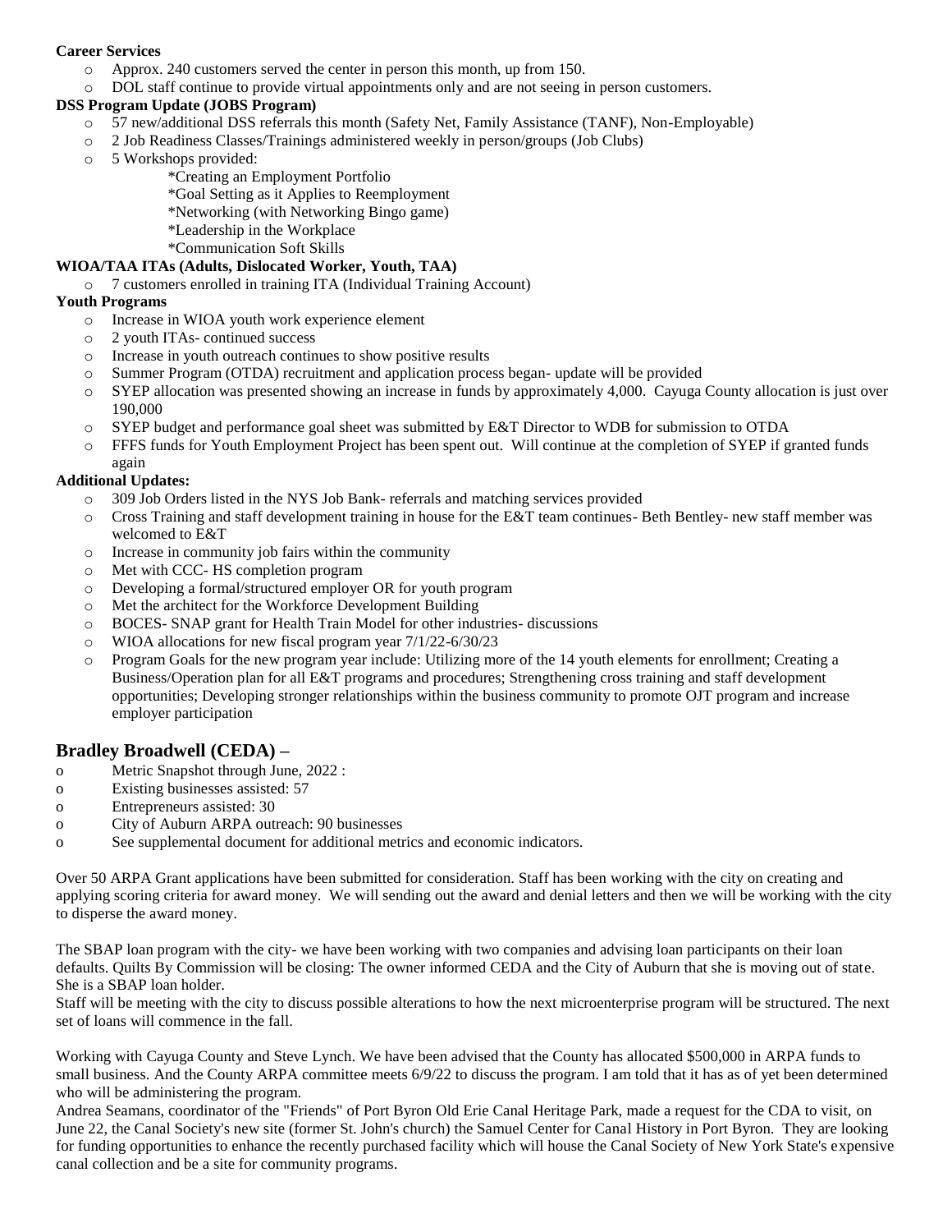**Career Services**

- Approx. 240 customers served the center in person this month, up from 150.
- DOL staff continue to provide virtual appointments only and are not seeing in person customers.

**DSS Program Update (JOBS Program)**

- 57 new/additional DSS referrals this month (Safety Net, Family Assistance (TANF), Non-Employable)
- 2 Job Readiness Classes/Trainings administered weekly in person/groups (Job Clubs)
- 5 Workshops provided:
  - *Creating an Employment Portfolio
  - *Goal Setting as it Applies to Reemployment
  - *Networking (with Networking Bingo game)
  - *Leadership in the Workplace
  - *Communication Soft Skills

**WIOA/TAA ITAs (Adults, Dislocated Worker, Youth, TAA)**

- 7 customers enrolled in training ITA (Individual Training Account)

**Youth Programs**

- Increase in WIOA youth work experience element
- 2 youth ITAs- continued success
- Increase in youth outreach continues to show positive results
- Summer Program (OTDA) recruitment and application process began- update will be provided
- SYEP allocation was presented showing an increase in funds by approximately 4,000. Cayuga County allocation is just over 190,000
- SYEP budget and performance goal sheet was submitted by E&T Director to WDB for submission to OTDA
- FFFS funds for Youth Employment Project has been spent out. Will continue at the completion of SYEP if granted funds again

**Additional Updates:**

- 309 Job Orders listed in the NYS Job Bank- referrals and matching services provided
- Cross Training and staff development training in house for the E&T team continues- Beth Bentley- new staff member was welcomed to E&T
- Increase in community job fairs within the community
- Met with CCC- HS completion program
- Developing a formal/structured employer OR for youth program
- Met the architect for the Workforce Development Building
- BOCES- SNAP grant for Health Train Model for other industries- discussions
- WIOA allocations for new fiscal program year 7/1/22-6/30/23
- Program Goals for the new program year include: Utilizing more of the 14 youth elements for enrollment; Creating a Business/Operation plan for all E&T programs and procedures; Strengthening cross training and staff development opportunities; Developing stronger relationships within the business community to promote OJT program and increase employer participation

## Bradley Broadwell (CEDA) –

- Metric Snapshot through June, 2022 :
- Existing businesses assisted: 57
- Entrepreneurs assisted: 30
- City of Auburn ARPA outreach: 90 businesses
- See supplemental document for additional metrics and economic indicators.

Over 50 ARPA Grant applications have been submitted for consideration. Staff has been working with the city on creating and applying scoring criteria for award money. We will sending out the award and denial letters and then we will be working with the city to disperse the award money.

The SBAP loan program with the city- we have been working with two companies and advising loan participants on their loan defaults. Quilts By Commission will be closing: The owner informed CEDA and the City of Auburn that she is moving out of state. She is a SBAP loan holder.

Staff will be meeting with the city to discuss possible alterations to how the next microenterprise program will be structured. The next set of loans will commence in the fall.

Working with Cayuga County and Steve Lynch. We have been advised that the County has allocated $500,000 in ARPA funds to small business. And the County ARPA committee meets 6/9/22 to discuss the program. I am told that it has as of yet been determined who will be administering the program.

Andrea Seamans, coordinator of the "Friends" of Port Byron Old Erie Canal Heritage Park, made a request for the CDA to visit, on June 22, the Canal Society's new site (former St. John's church) the Samuel Center for Canal History in Port Byron. They are looking for funding opportunities to enhance the recently purchased facility which will house the Canal Society of New York State's expensive canal collection and be a site for community programs.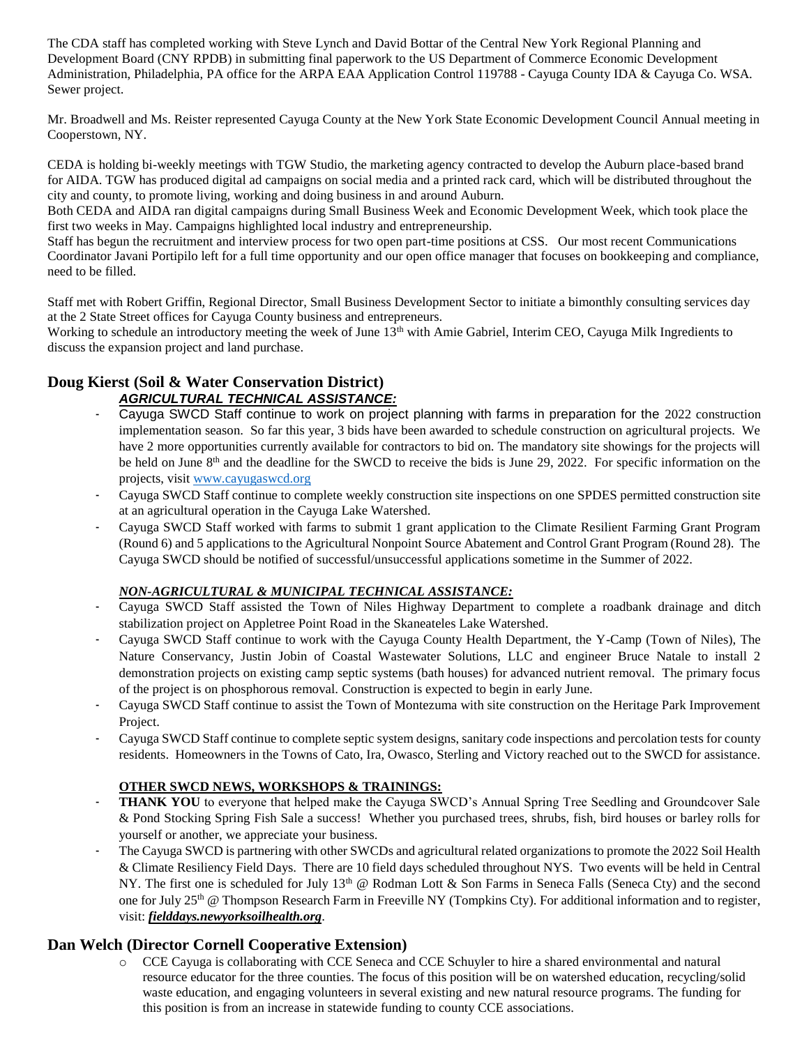The CDA staff has completed working with Steve Lynch and David Bottar of the Central New York Regional Planning and Development Board (CNY RPDB) in submitting final paperwork to the US Department of Commerce Economic Development Administration, Philadelphia, PA office for the ARPA EAA Application Control 119788 - Cayuga County IDA & Cayuga Co. WSA. Sewer project.

Mr. Broadwell and Ms. Reister represented Cayuga County at the New York State Economic Development Council Annual meeting in Cooperstown, NY.

CEDA is holding bi-weekly meetings with TGW Studio, the marketing agency contracted to develop the Auburn place-based brand for AIDA. TGW has produced digital ad campaigns on social media and a printed rack card, which will be distributed throughout the city and county, to promote living, working and doing business in and around Auburn.
Both CEDA and AIDA ran digital campaigns during Small Business Week and Economic Development Week, which took place the first two weeks in May. Campaigns highlighted local industry and entrepreneurship.
Staff has begun the recruitment and interview process for two open part-time positions at CSS. Our most recent Communications Coordinator Javani Portipilo left for a full time opportunity and our open office manager that focuses on bookkeeping and compliance, need to be filled.

Staff met with Robert Griffin, Regional Director, Small Business Development Sector to initiate a bimonthly consulting services day at the 2 State Street offices for Cayuga County business and entrepreneurs.
Working to schedule an introductory meeting the week of June 13th with Amie Gabriel, Interim CEO, Cayuga Milk Ingredients to discuss the expansion project and land purchase.

## Doug Kierst (Soil & Water Conservation District)

***AGRICULTURAL TECHNICAL ASSISTANCE:***

- Cayuga SWCD Staff continue to work on project planning with farms in preparation for the 2022 construction implementation season. So far this year, 3 bids have been awarded to schedule construction on agricultural projects. We have 2 more opportunities currently available for contractors to bid on. The mandatory site showings for the projects will be held on June 8th and the deadline for the SWCD to receive the bids is June 29, 2022. For specific information on the projects, visit www.cayugaswcd.org
- Cayuga SWCD Staff continue to complete weekly construction site inspections on one SPDES permitted construction site at an agricultural operation in the Cayuga Lake Watershed.
- Cayuga SWCD Staff worked with farms to submit 1 grant application to the Climate Resilient Farming Grant Program (Round 6) and 5 applications to the Agricultural Nonpoint Source Abatement and Control Grant Program (Round 28). The Cayuga SWCD should be notified of successful/unsuccessful applications sometime in the Summer of 2022.

***NON-AGRICULTURAL & MUNICIPAL TECHNICAL ASSISTANCE:***

- Cayuga SWCD Staff assisted the Town of Niles Highway Department to complete a roadbank drainage and ditch stabilization project on Appletree Point Road in the Skaneateles Lake Watershed.
- Cayuga SWCD Staff continue to work with the Cayuga County Health Department, the Y-Camp (Town of Niles), The Nature Conservancy, Justin Jobin of Coastal Wastewater Solutions, LLC and engineer Bruce Natale to install 2 demonstration projects on existing camp septic systems (bath houses) for advanced nutrient removal. The primary focus of the project is on phosphorous removal. Construction is expected to begin in early June.
- Cayuga SWCD Staff continue to assist the Town of Montezuma with site construction on the Heritage Park Improvement Project.
- Cayuga SWCD Staff continue to complete septic system designs, sanitary code inspections and percolation tests for county residents. Homeowners in the Towns of Cato, Ira, Owasco, Sterling and Victory reached out to the SWCD for assistance.

**OTHER SWCD NEWS, WORKSHOPS & TRAININGS:**

- **THANK YOU** to everyone that helped make the Cayuga SWCD's Annual Spring Tree Seedling and Groundcover Sale & Pond Stocking Spring Fish Sale a success! Whether you purchased trees, shrubs, fish, bird houses or barley rolls for yourself or another, we appreciate your business.
- The Cayuga SWCD is partnering with other SWCDs and agricultural related organizations to promote the 2022 Soil Health & Climate Resiliency Field Days. There are 10 field days scheduled throughout NYS. Two events will be held in Central NY. The first one is scheduled for July 13th @ Rodman Lott & Son Farms in Seneca Falls (Seneca Cty) and the second one for July 25th @ Thompson Research Farm in Freeville NY (Tompkins Cty). For additional information and to register, visit: ***fielddays.newyorksoilhealth.org***.

## Dan Welch (Director Cornell Cooperative Extension)

- CCE Cayuga is collaborating with CCE Seneca and CCE Schuyler to hire a shared environmental and natural resource educator for the three counties. The focus of this position will be on watershed education, recycling/solid waste education, and engaging volunteers in several existing and new natural resource programs. The funding for this position is from an increase in statewide funding to county CCE associations.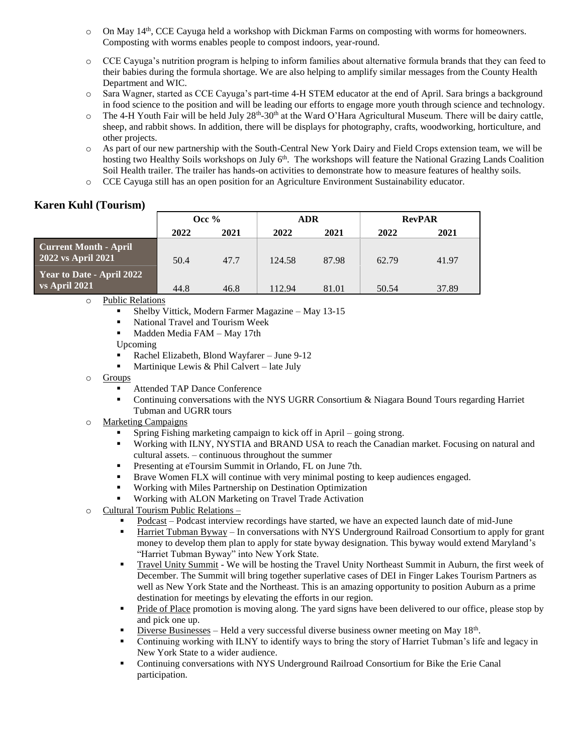- On May 14th, CCE Cayuga held a workshop with Dickman Farms on composting with worms for homeowners. Composting with worms enables people to compost indoors, year-round.
- CCE Cayuga's nutrition program is helping to inform families about alternative formula brands that they can feed to their babies during the formula shortage. We are also helping to amplify similar messages from the County Health Department and WIC.
- Sara Wagner, started as CCE Cayuga's part-time 4-H STEM educator at the end of April. Sara brings a background in food science to the position and will be leading our efforts to engage more youth through science and technology.
- The 4-H Youth Fair will be held July 28th-30th at the Ward O'Hara Agricultural Museum. There will be dairy cattle, sheep, and rabbit shows. In addition, there will be displays for photography, crafts, woodworking, horticulture, and other projects.
- As part of our new partnership with the South-Central New York Dairy and Field Crops extension team, we will be hosting two Healthy Soils workshops on July 6th. The workshops will feature the National Grazing Lands Coalition Soil Health trailer. The trailer has hands-on activities to demonstrate how to measure features of healthy soils.
- CCE Cayuga still has an open position for an Agriculture Environment Sustainability educator.

## Karen Kuhl (Tourism)

| | Occ % | | ADR | | RevPAR | |
|---|---|---|---|---|---|---|
| | 2022 | 2021 | 2022 | 2021 | 2022 | 2021 |
| **Current Month - April 2022 vs April 2021** | 50.4 | 47.7 | 124.58 | 87.98 | 62.79 | 41.97 |
| **Year to Date - April 2022 vs April 2021** | 44.8 | 46.8 | 112.94 | 81.01 | 50.54 | 37.89 |

- Public Relations
  - Shelby Vittick, Modern Farmer Magazine – May 13-15
  - National Travel and Tourism Week
  - Madden Media FAM – May 17th

  Upcoming
  - Rachel Elizabeth, Blond Wayfarer – June 9-12
  - Martinique Lewis & Phil Calvert – late July
- Groups
  - Attended TAP Dance Conference
  - Continuing conversations with the NYS UGRR Consortium & Niagara Bound Tours regarding Harriet Tubman and UGRR tours
- Marketing Campaigns
  - Spring Fishing marketing campaign to kick off in April – going strong.
  - Working with ILNY, NYSTIA and BRAND USA to reach the Canadian market. Focusing on natural and cultural assets. – continuous throughout the summer
  - Presenting at eToursim Summit in Orlando, FL on June 7th.
  - Brave Women FLX will continue with very minimal posting to keep audiences engaged.
  - Working with Miles Partnership on Destination Optimization
  - Working with ALON Marketing on Travel Trade Activation
- Cultural Tourism Public Relations –
  - Podcast – Podcast interview recordings have started, we have an expected launch date of mid-June
  - Harriet Tubman Byway – In conversations with NYS Underground Railroad Consortium to apply for grant money to develop them plan to apply for state byway designation. This byway would extend Maryland's "Harriet Tubman Byway" into New York State.
  - Travel Unity Summit - We will be hosting the Travel Unity Northeast Summit in Auburn, the first week of December. The Summit will bring together superlative cases of DEI in Finger Lakes Tourism Partners as well as New York State and the Northeast. This is an amazing opportunity to position Auburn as a prime destination for meetings by elevating the efforts in our region.
  - Pride of Place promotion is moving along. The yard signs have been delivered to our office, please stop by and pick one up.
  - Diverse Businesses – Held a very successful diverse business owner meeting on May 18th.
  - Continuing working with ILNY to identify ways to bring the story of Harriet Tubman's life and legacy in New York State to a wider audience.
  - Continuing conversations with NYS Underground Railroad Consortium for Bike the Erie Canal participation.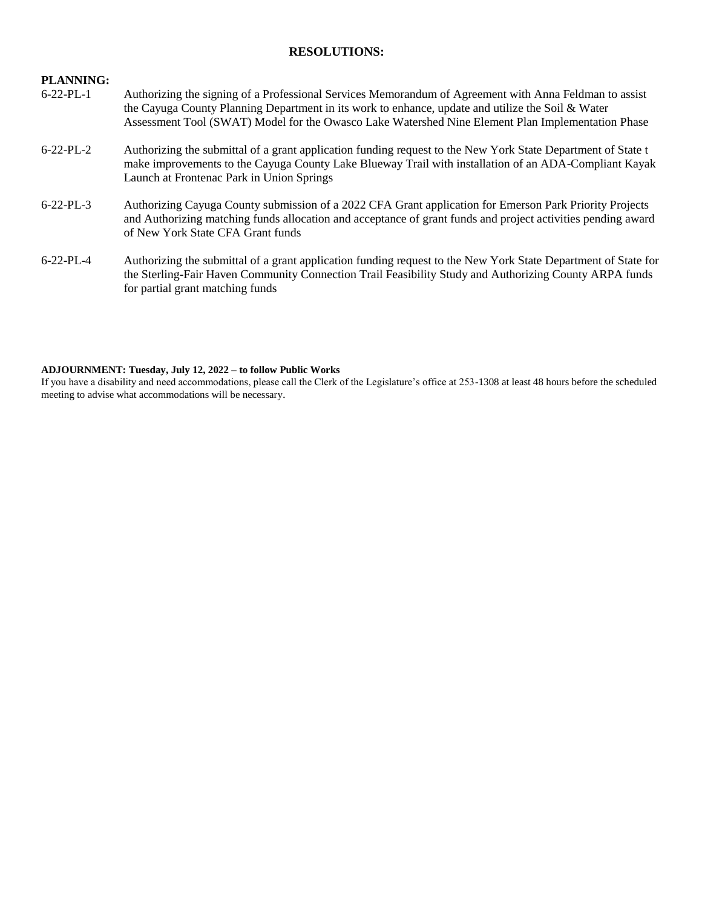## RESOLUTIONS:

**PLANNING:**

6-22-PL-1 Authorizing the signing of a Professional Services Memorandum of Agreement with Anna Feldman to assist the Cayuga County Planning Department in its work to enhance, update and utilize the Soil & Water Assessment Tool (SWAT) Model for the Owasco Lake Watershed Nine Element Plan Implementation Phase

6-22-PL-2 Authorizing the submittal of a grant application funding request to the New York State Department of State t make improvements to the Cayuga County Lake Blueway Trail with installation of an ADA-Compliant Kayak Launch at Frontenac Park in Union Springs

6-22-PL-3 Authorizing Cayuga County submission of a 2022 CFA Grant application for Emerson Park Priority Projects and Authorizing matching funds allocation and acceptance of grant funds and project activities pending award of New York State CFA Grant funds

6-22-PL-4 Authorizing the submittal of a grant application funding request to the New York State Department of State for the Sterling-Fair Haven Community Connection Trail Feasibility Study and Authorizing County ARPA funds for partial grant matching funds

**ADJOURNMENT: Tuesday, July 12, 2022 – to follow Public Works**

If you have a disability and need accommodations, please call the Clerk of the Legislature's office at 253-1308 at least 48 hours before the scheduled meeting to advise what accommodations will be necessary.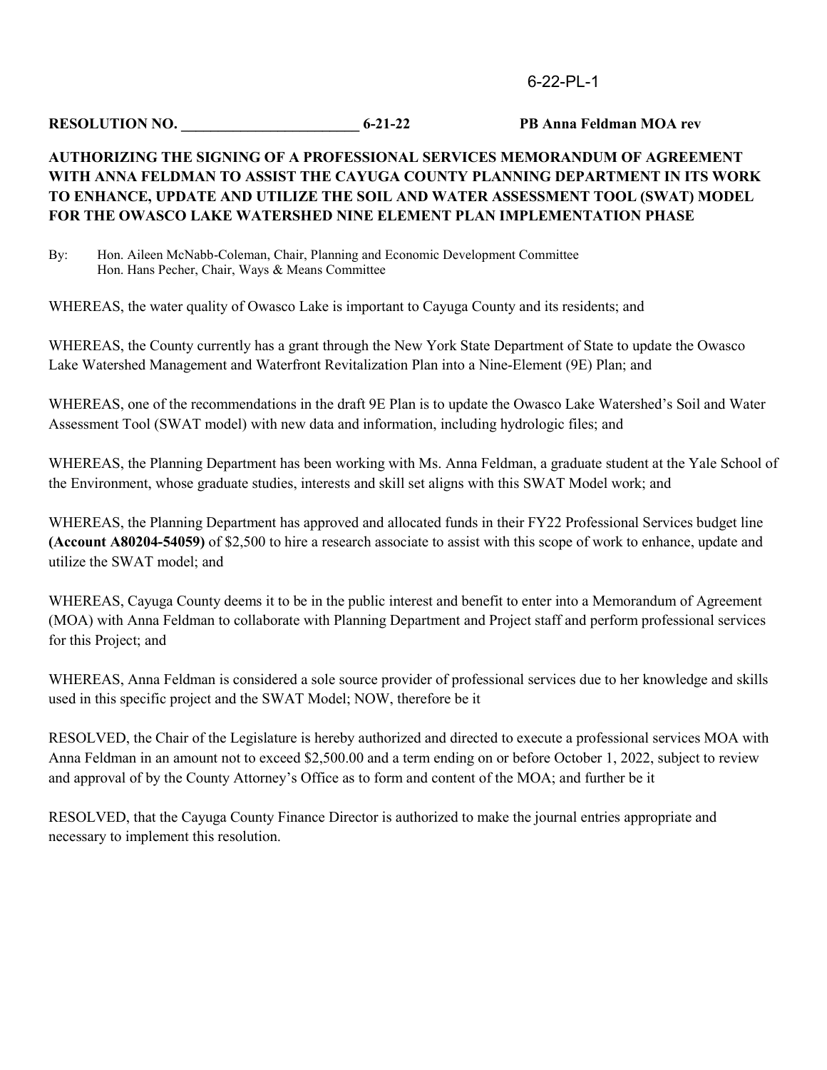6-22-PL-1

**RESOLUTION NO. ________________________ 6-21-22 PB Anna Feldman MOA rev**

**AUTHORIZING THE SIGNING OF A PROFESSIONAL SERVICES MEMORANDUM OF AGREEMENT WITH ANNA FELDMAN TO ASSIST THE CAYUGA COUNTY PLANNING DEPARTMENT IN ITS WORK TO ENHANCE, UPDATE AND UTILIZE THE SOIL AND WATER ASSESSMENT TOOL (SWAT) MODEL FOR THE OWASCO LAKE WATERSHED NINE ELEMENT PLAN IMPLEMENTATION PHASE**

By: Hon. Aileen McNabb-Coleman, Chair, Planning and Economic Development Committee
Hon. Hans Pecher, Chair, Ways & Means Committee

WHEREAS, the water quality of Owasco Lake is important to Cayuga County and its residents; and

WHEREAS, the County currently has a grant through the New York State Department of State to update the Owasco Lake Watershed Management and Waterfront Revitalization Plan into a Nine-Element (9E) Plan; and

WHEREAS, one of the recommendations in the draft 9E Plan is to update the Owasco Lake Watershed's Soil and Water Assessment Tool (SWAT model) with new data and information, including hydrologic files; and

WHEREAS, the Planning Department has been working with Ms. Anna Feldman, a graduate student at the Yale School of the Environment, whose graduate studies, interests and skill set aligns with this SWAT Model work; and

WHEREAS, the Planning Department has approved and allocated funds in their FY22 Professional Services budget line **(Account A80204-54059)** of $2,500 to hire a research associate to assist with this scope of work to enhance, update and utilize the SWAT model; and

WHEREAS, Cayuga County deems it to be in the public interest and benefit to enter into a Memorandum of Agreement (MOA) with Anna Feldman to collaborate with Planning Department and Project staff and perform professional services for this Project; and

WHEREAS, Anna Feldman is considered a sole source provider of professional services due to her knowledge and skills used in this specific project and the SWAT Model; NOW, therefore be it

RESOLVED, the Chair of the Legislature is hereby authorized and directed to execute a professional services MOA with Anna Feldman in an amount not to exceed $2,500.00 and a term ending on or before October 1, 2022, subject to review and approval of by the County Attorney's Office as to form and content of the MOA; and further be it

RESOLVED, that the Cayuga County Finance Director is authorized to make the journal entries appropriate and necessary to implement this resolution.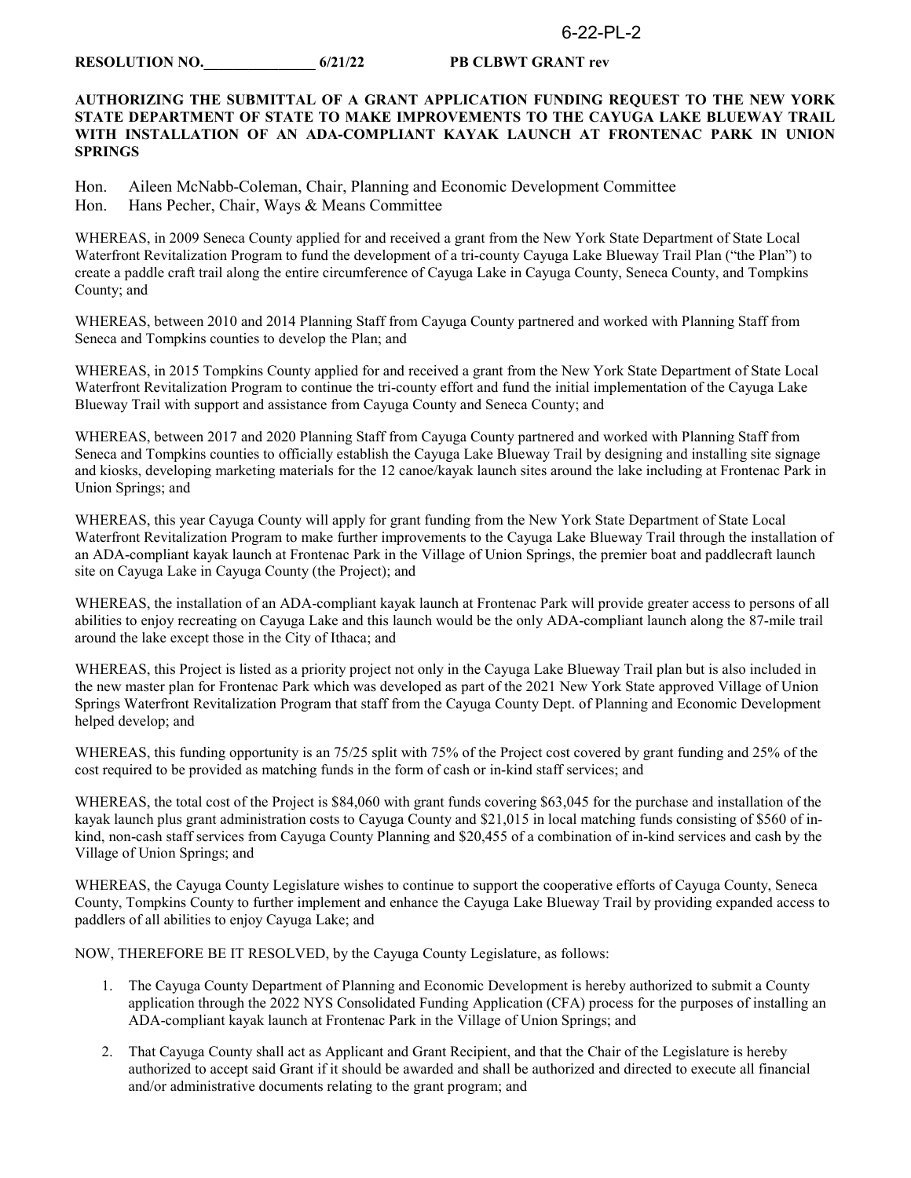6-22-PL-2

**RESOLUTION NO.\_\_\_\_\_\_\_\_\_\_\_\_\_\_\_ 6/21/22 PB CLBWT GRANT rev**

**AUTHORIZING THE SUBMITTAL OF A GRANT APPLICATION FUNDING REQUEST TO THE NEW YORK STATE DEPARTMENT OF STATE TO MAKE IMPROVEMENTS TO THE CAYUGA LAKE BLUEWAY TRAIL WITH INSTALLATION OF AN ADA-COMPLIANT KAYAK LAUNCH AT FRONTENAC PARK IN UNION SPRINGS**

Hon. Aileen McNabb-Coleman, Chair, Planning and Economic Development Committee
Hon. Hans Pecher, Chair, Ways & Means Committee

WHEREAS, in 2009 Seneca County applied for and received a grant from the New York State Department of State Local Waterfront Revitalization Program to fund the development of a tri-county Cayuga Lake Blueway Trail Plan ("the Plan") to create a paddle craft trail along the entire circumference of Cayuga Lake in Cayuga County, Seneca County, and Tompkins County; and

WHEREAS, between 2010 and 2014 Planning Staff from Cayuga County partnered and worked with Planning Staff from Seneca and Tompkins counties to develop the Plan; and

WHEREAS, in 2015 Tompkins County applied for and received a grant from the New York State Department of State Local Waterfront Revitalization Program to continue the tri-county effort and fund the initial implementation of the Cayuga Lake Blueway Trail with support and assistance from Cayuga County and Seneca County; and

WHEREAS, between 2017 and 2020 Planning Staff from Cayuga County partnered and worked with Planning Staff from Seneca and Tompkins counties to officially establish the Cayuga Lake Blueway Trail by designing and installing site signage and kiosks, developing marketing materials for the 12 canoe/kayak launch sites around the lake including at Frontenac Park in Union Springs; and

WHEREAS, this year Cayuga County will apply for grant funding from the New York State Department of State Local Waterfront Revitalization Program to make further improvements to the Cayuga Lake Blueway Trail through the installation of an ADA-compliant kayak launch at Frontenac Park in the Village of Union Springs, the premier boat and paddlecraft launch site on Cayuga Lake in Cayuga County (the Project); and

WHEREAS, the installation of an ADA-compliant kayak launch at Frontenac Park will provide greater access to persons of all abilities to enjoy recreating on Cayuga Lake and this launch would be the only ADA-compliant launch along the 87-mile trail around the lake except those in the City of Ithaca; and

WHEREAS, this Project is listed as a priority project not only in the Cayuga Lake Blueway Trail plan but is also included in the new master plan for Frontenac Park which was developed as part of the 2021 New York State approved Village of Union Springs Waterfront Revitalization Program that staff from the Cayuga County Dept. of Planning and Economic Development helped develop; and

WHEREAS, this funding opportunity is an 75/25 split with 75% of the Project cost covered by grant funding and 25% of the cost required to be provided as matching funds in the form of cash or in-kind staff services; and

WHEREAS, the total cost of the Project is $84,060 with grant funds covering $63,045 for the purchase and installation of the kayak launch plus grant administration costs to Cayuga County and $21,015 in local matching funds consisting of $560 of in-kind, non-cash staff services from Cayuga County Planning and $20,455 of a combination of in-kind services and cash by the Village of Union Springs; and

WHEREAS, the Cayuga County Legislature wishes to continue to support the cooperative efforts of Cayuga County, Seneca County, Tompkins County to further implement and enhance the Cayuga Lake Blueway Trail by providing expanded access to paddlers of all abilities to enjoy Cayuga Lake; and

NOW, THEREFORE BE IT RESOLVED, by the Cayuga County Legislature, as follows:

1. The Cayuga County Department of Planning and Economic Development is hereby authorized to submit a County application through the 2022 NYS Consolidated Funding Application (CFA) process for the purposes of installing an ADA-compliant kayak launch at Frontenac Park in the Village of Union Springs; and

2. That Cayuga County shall act as Applicant and Grant Recipient, and that the Chair of the Legislature is hereby authorized to accept said Grant if it should be awarded and shall be authorized and directed to execute all financial and/or administrative documents relating to the grant program; and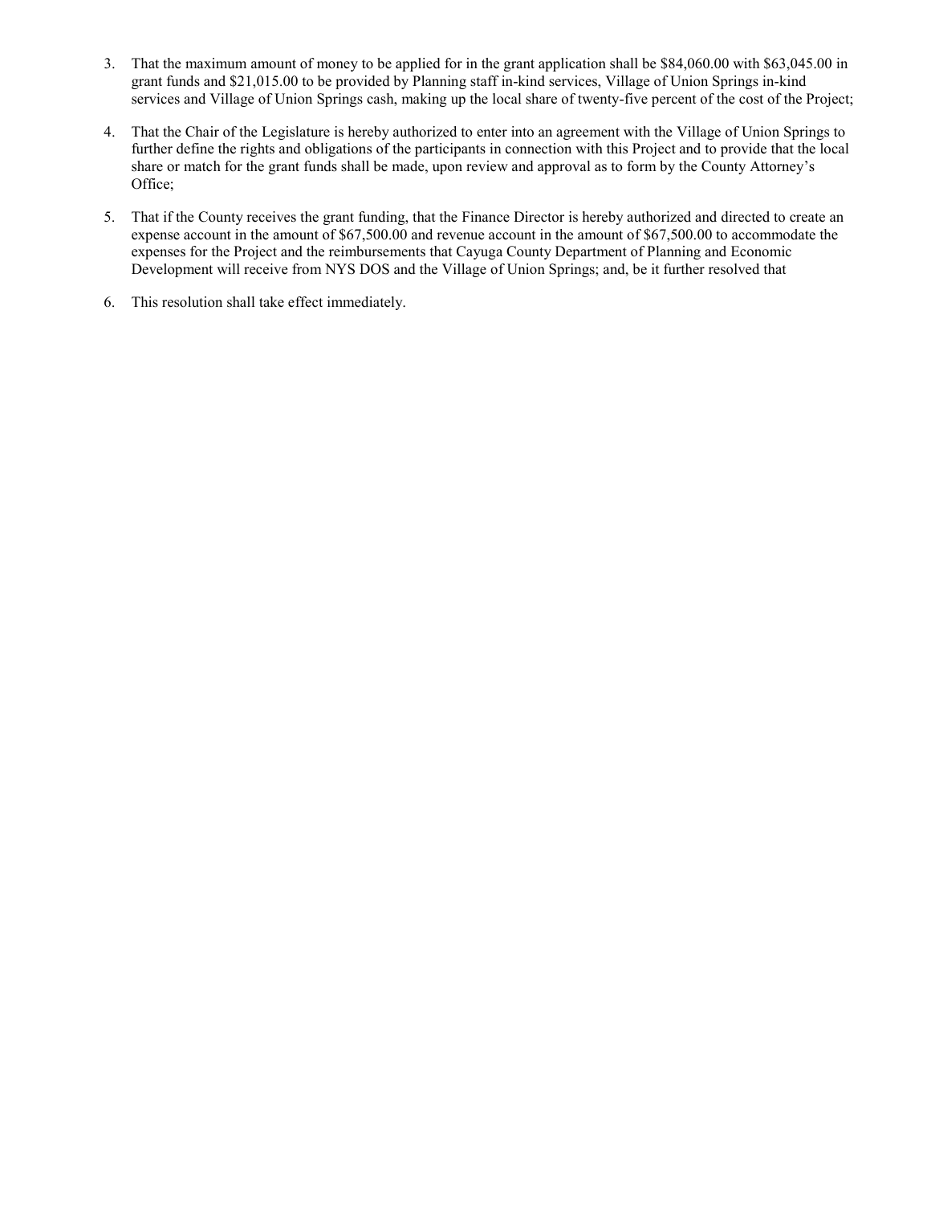3. That the maximum amount of money to be applied for in the grant application shall be $84,060.00 with $63,045.00 in grant funds and $21,015.00 to be provided by Planning staff in-kind services, Village of Union Springs in-kind services and Village of Union Springs cash, making up the local share of twenty-five percent of the cost of the Project;

4. That the Chair of the Legislature is hereby authorized to enter into an agreement with the Village of Union Springs to further define the rights and obligations of the participants in connection with this Project and to provide that the local share or match for the grant funds shall be made, upon review and approval as to form by the County Attorney's Office;

5. That if the County receives the grant funding, that the Finance Director is hereby authorized and directed to create an expense account in the amount of $67,500.00 and revenue account in the amount of $67,500.00 to accommodate the expenses for the Project and the reimbursements that Cayuga County Department of Planning and Economic Development will receive from NYS DOS and the Village of Union Springs; and, be it further resolved that

6. This resolution shall take effect immediately.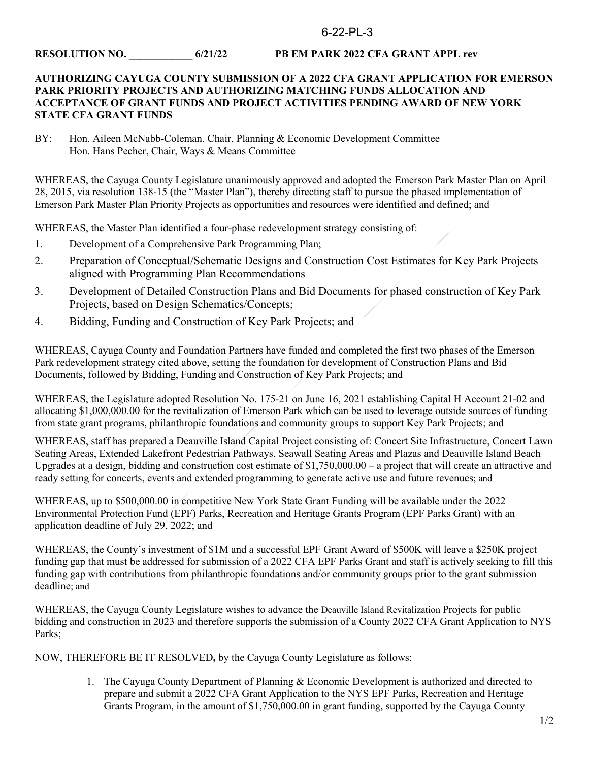6-22-PL-3

**RESOLUTION NO. \_\_\_\_\_\_\_\_\_\_\_\_ 6/21/22 PB EM PARK 2022 CFA GRANT APPL rev**

**AUTHORIZING CAYUGA COUNTY SUBMISSION OF A 2022 CFA GRANT APPLICATION FOR EMERSON PARK PRIORITY PROJECTS AND AUTHORIZING MATCHING FUNDS ALLOCATION AND ACCEPTANCE OF GRANT FUNDS AND PROJECT ACTIVITIES PENDING AWARD OF NEW YORK STATE CFA GRANT FUNDS**

BY: Hon. Aileen McNabb-Coleman, Chair, Planning & Economic Development Committee
Hon. Hans Pecher, Chair, Ways & Means Committee

WHEREAS, the Cayuga County Legislature unanimously approved and adopted the Emerson Park Master Plan on April 28, 2015, via resolution 138-15 (the "Master Plan"), thereby directing staff to pursue the phased implementation of Emerson Park Master Plan Priority Projects as opportunities and resources were identified and defined; and

WHEREAS, the Master Plan identified a four-phase redevelopment strategy consisting of:

1. Development of a Comprehensive Park Programming Plan;
2. Preparation of Conceptual/Schematic Designs and Construction Cost Estimates for Key Park Projects aligned with Programming Plan Recommendations
3. Development of Detailed Construction Plans and Bid Documents for phased construction of Key Park Projects, based on Design Schematics/Concepts;
4. Bidding, Funding and Construction of Key Park Projects; and

WHEREAS, Cayuga County and Foundation Partners have funded and completed the first two phases of the Emerson Park redevelopment strategy cited above, setting the foundation for development of Construction Plans and Bid Documents, followed by Bidding, Funding and Construction of Key Park Projects; and

WHEREAS, the Legislature adopted Resolution No. 175-21 on June 16, 2021 establishing Capital H Account 21-02 and allocating $1,000,000.00 for the revitalization of Emerson Park which can be used to leverage outside sources of funding from state grant programs, philanthropic foundations and community groups to support Key Park Projects; and

WHEREAS, staff has prepared a Deauville Island Capital Project consisting of: Concert Site Infrastructure, Concert Lawn Seating Areas, Extended Lakefront Pedestrian Pathways, Seawall Seating Areas and Plazas and Deauville Island Beach Upgrades at a design, bidding and construction cost estimate of $1,750,000.00 – a project that will create an attractive and ready setting for concerts, events and extended programming to generate active use and future revenues; and

WHEREAS, up to $500,000.00 in competitive New York State Grant Funding will be available under the 2022 Environmental Protection Fund (EPF) Parks, Recreation and Heritage Grants Program (EPF Parks Grant) with an application deadline of July 29, 2022; and

WHEREAS, the County's investment of $1M and a successful EPF Grant Award of $500K will leave a $250K project funding gap that must be addressed for submission of a 2022 CFA EPF Parks Grant and staff is actively seeking to fill this funding gap with contributions from philanthropic foundations and/or community groups prior to the grant submission deadline; and

WHEREAS, the Cayuga County Legislature wishes to advance the Deauville Island Revitalization Projects for public bidding and construction in 2023 and therefore supports the submission of a County 2022 CFA Grant Application to NYS Parks;

NOW, THEREFORE BE IT RESOLVED**,** by the Cayuga County Legislature as follows:

1. The Cayuga County Department of Planning & Economic Development is authorized and directed to prepare and submit a 2022 CFA Grant Application to the NYS EPF Parks, Recreation and Heritage Grants Program, in the amount of $1,750,000.00 in grant funding, supported by the Cayuga County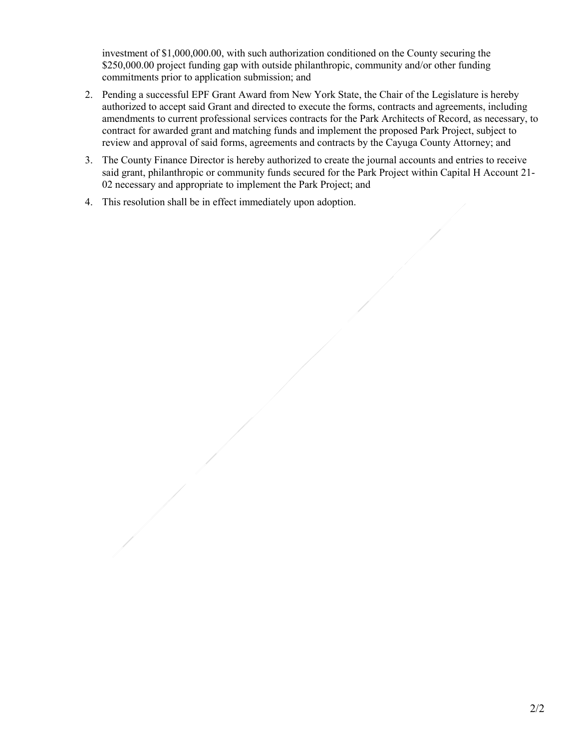investment of $1,000,000.00, with such authorization conditioned on the County securing the $250,000.00 project funding gap with outside philanthropic, community and/or other funding commitments prior to application submission; and

2. Pending a successful EPF Grant Award from New York State, the Chair of the Legislature is hereby authorized to accept said Grant and directed to execute the forms, contracts and agreements, including amendments to current professional services contracts for the Park Architects of Record, as necessary, to contract for awarded grant and matching funds and implement the proposed Park Project, subject to review and approval of said forms, agreements and contracts by the Cayuga County Attorney; and
3. The County Finance Director is hereby authorized to create the journal accounts and entries to receive said grant, philanthropic or community funds secured for the Park Project within Capital H Account 21-02 necessary and appropriate to implement the Park Project; and
4. This resolution shall be in effect immediately upon adoption.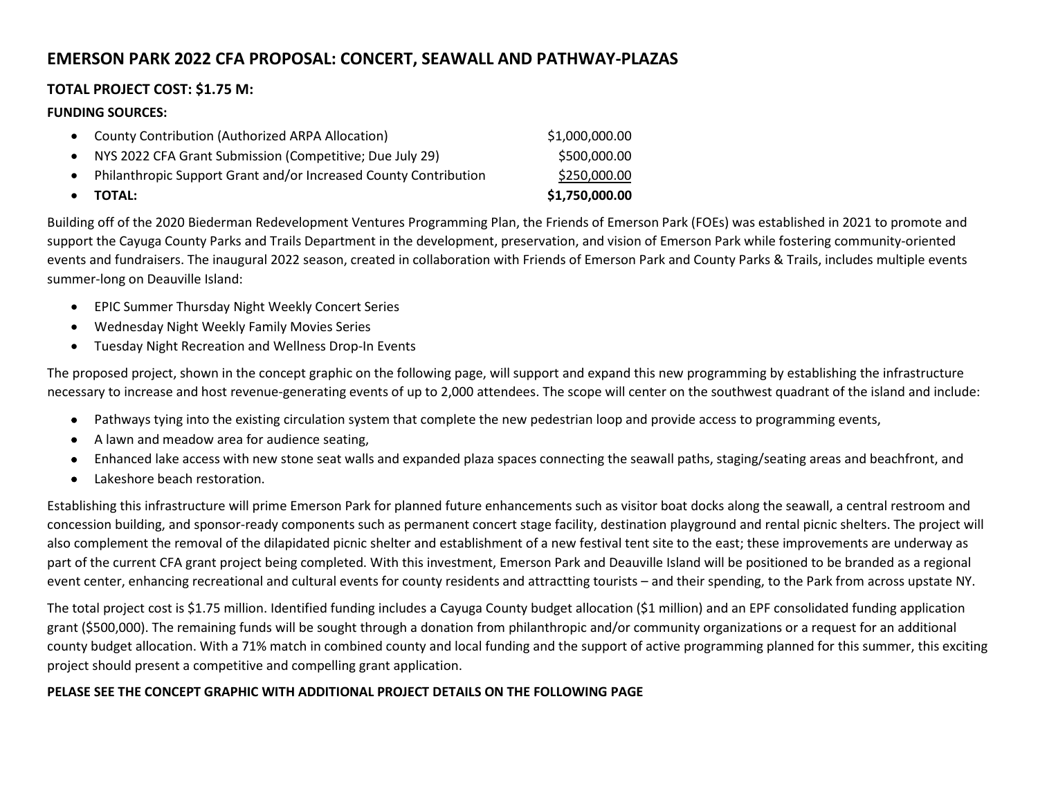# EMERSON PARK 2022 CFA PROPOSAL: CONCERT, SEAWALL AND PATHWAY-PLAZAS

## TOTAL PROJECT COST: $1.75 M:

**FUNDING SOURCES:**

| | |
|---|---|
| • County Contribution (Authorized ARPA Allocation) | $1,000,000.00 |
| • NYS 2022 CFA Grant Submission (Competitive; Due July 29) | $500,000.00 |
| • Philanthropic Support Grant and/or Increased County Contribution | $250,000.00 |
| • **TOTAL:** | **$1,750,000.00** |

Building off of the 2020 Biederman Redevelopment Ventures Programming Plan, the Friends of Emerson Park (FOEs) was established in 2021 to promote and support the Cayuga County Parks and Trails Department in the development, preservation, and vision of Emerson Park while fostering community-oriented events and fundraisers. The inaugural 2022 season, created in collaboration with Friends of Emerson Park and County Parks & Trails, includes multiple events summer-long on Deauville Island:

- EPIC Summer Thursday Night Weekly Concert Series
- Wednesday Night Weekly Family Movies Series
- Tuesday Night Recreation and Wellness Drop-In Events

The proposed project, shown in the concept graphic on the following page, will support and expand this new programming by establishing the infrastructure necessary to increase and host revenue-generating events of up to 2,000 attendees. The scope will center on the southwest quadrant of the island and include:

- Pathways tying into the existing circulation system that complete the new pedestrian loop and provide access to programming events,
- A lawn and meadow area for audience seating,
- Enhanced lake access with new stone seat walls and expanded plaza spaces connecting the seawall paths, staging/seating areas and beachfront, and
- Lakeshore beach restoration.

Establishing this infrastructure will prime Emerson Park for planned future enhancements such as visitor boat docks along the seawall, a central restroom and concession building, and sponsor-ready components such as permanent concert stage facility, destination playground and rental picnic shelters. The project will also complement the removal of the dilapidated picnic shelter and establishment of a new festival tent site to the east; these improvements are underway as part of the current CFA grant project being completed. With this investment, Emerson Park and Deauville Island will be positioned to be branded as a regional event center, enhancing recreational and cultural events for county residents and attractting tourists – and their spending, to the Park from across upstate NY.

The total project cost is $1.75 million. Identified funding includes a Cayuga County budget allocation ($1 million) and an EPF consolidated funding application grant ($500,000). The remaining funds will be sought through a donation from philanthropic and/or community organizations or a request for an additional county budget allocation. With a 71% match in combined county and local funding and the support of active programming planned for this summer, this exciting project should present a competitive and compelling grant application.

**PELASE SEE THE CONCEPT GRAPHIC WITH ADDITIONAL PROJECT DETAILS ON THE FOLLOWING PAGE**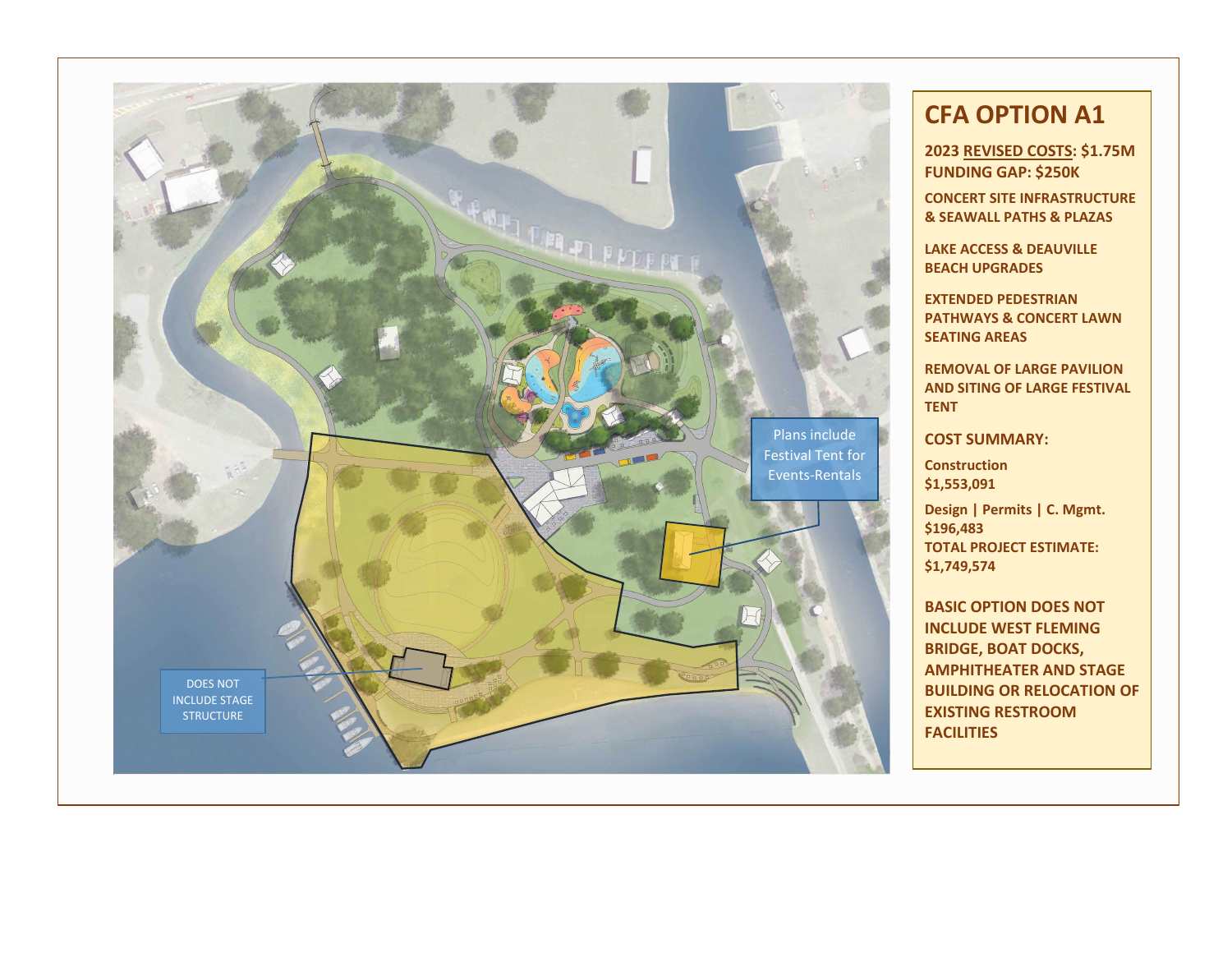Plans include Festival Tent for Events-Rentals

DOES NOT INCLUDE STAGE STRUCTURE

# CFA OPTION A1

**2023 REVISED COSTS: $1.75M**
**FUNDING GAP: $250K**

**CONCERT SITE INFRASTRUCTURE & SEAWALL PATHS & PLAZAS**

**LAKE ACCESS & DEAUVILLE BEACH UPGRADES**

**EXTENDED PEDESTRIAN PATHWAYS & CONCERT LAWN SEATING AREAS**

**REMOVAL OF LARGE PAVILION AND SITING OF LARGE FESTIVAL TENT**

**COST SUMMARY:**

**Construction**
**$1,553,091**

**Design | Permits | C. Mgmt.**
**$196,483**
**TOTAL PROJECT ESTIMATE:**
**$1,749,574**

**BASIC OPTION DOES NOT INCLUDE WEST FLEMING BRIDGE, BOAT DOCKS, AMPHITHEATER AND STAGE BUILDING OR RELOCATION OF EXISTING RESTROOM FACILITIES**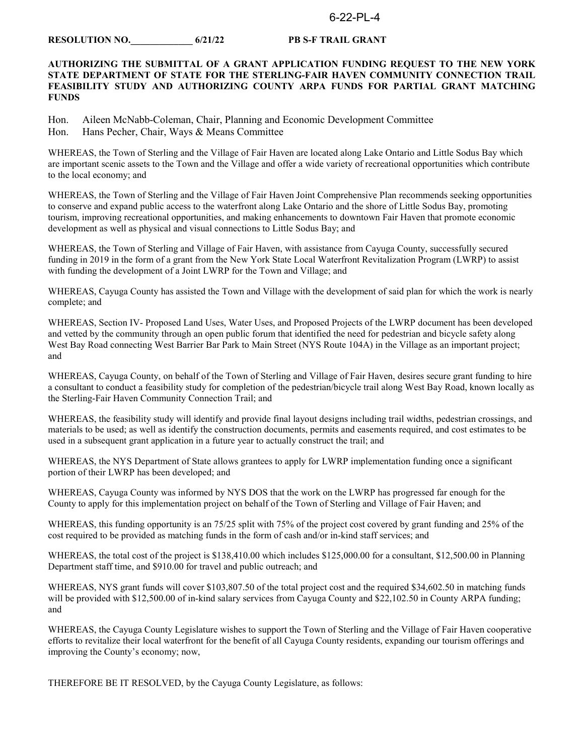6-22-PL-4

**RESOLUTION NO.\_\_\_\_\_\_\_\_\_\_\_\_\_ 6/21/22 PB S-F TRAIL GRANT**

**AUTHORIZING THE SUBMITTAL OF A GRANT APPLICATION FUNDING REQUEST TO THE NEW YORK STATE DEPARTMENT OF STATE FOR THE STERLING-FAIR HAVEN COMMUNITY CONNECTION TRAIL FEASIBILITY STUDY AND AUTHORIZING COUNTY ARPA FUNDS FOR PARTIAL GRANT MATCHING FUNDS**

Hon. Aileen McNabb-Coleman, Chair, Planning and Economic Development Committee
Hon. Hans Pecher, Chair, Ways & Means Committee

WHEREAS, the Town of Sterling and the Village of Fair Haven are located along Lake Ontario and Little Sodus Bay which are important scenic assets to the Town and the Village and offer a wide variety of recreational opportunities which contribute to the local economy; and

WHEREAS, the Town of Sterling and the Village of Fair Haven Joint Comprehensive Plan recommends seeking opportunities to conserve and expand public access to the waterfront along Lake Ontario and the shore of Little Sodus Bay, promoting tourism, improving recreational opportunities, and making enhancements to downtown Fair Haven that promote economic development as well as physical and visual connections to Little Sodus Bay; and

WHEREAS, the Town of Sterling and Village of Fair Haven, with assistance from Cayuga County, successfully secured funding in 2019 in the form of a grant from the New York State Local Waterfront Revitalization Program (LWRP) to assist with funding the development of a Joint LWRP for the Town and Village; and

WHEREAS, Cayuga County has assisted the Town and Village with the development of said plan for which the work is nearly complete; and

WHEREAS, Section IV- Proposed Land Uses, Water Uses, and Proposed Projects of the LWRP document has been developed and vetted by the community through an open public forum that identified the need for pedestrian and bicycle safety along West Bay Road connecting West Barrier Bar Park to Main Street (NYS Route 104A) in the Village as an important project; and

WHEREAS, Cayuga County, on behalf of the Town of Sterling and Village of Fair Haven, desires secure grant funding to hire a consultant to conduct a feasibility study for completion of the pedestrian/bicycle trail along West Bay Road, known locally as the Sterling-Fair Haven Community Connection Trail; and

WHEREAS, the feasibility study will identify and provide final layout designs including trail widths, pedestrian crossings, and materials to be used; as well as identify the construction documents, permits and easements required, and cost estimates to be used in a subsequent grant application in a future year to actually construct the trail; and

WHEREAS, the NYS Department of State allows grantees to apply for LWRP implementation funding once a significant portion of their LWRP has been developed; and

WHEREAS, Cayuga County was informed by NYS DOS that the work on the LWRP has progressed far enough for the County to apply for this implementation project on behalf of the Town of Sterling and Village of Fair Haven; and

WHEREAS, this funding opportunity is an 75/25 split with 75% of the project cost covered by grant funding and 25% of the cost required to be provided as matching funds in the form of cash and/or in-kind staff services; and

WHEREAS, the total cost of the project is $138,410.00 which includes $125,000.00 for a consultant, $12,500.00 in Planning Department staff time, and $910.00 for travel and public outreach; and

WHEREAS, NYS grant funds will cover $103,807.50 of the total project cost and the required $34,602.50 in matching funds will be provided with $12,500.00 of in-kind salary services from Cayuga County and $22,102.50 in County ARPA funding; and

WHEREAS, the Cayuga County Legislature wishes to support the Town of Sterling and the Village of Fair Haven cooperative efforts to revitalize their local waterfront for the benefit of all Cayuga County residents, expanding our tourism offerings and improving the County's economy; now,

THEREFORE BE IT RESOLVED, by the Cayuga County Legislature, as follows: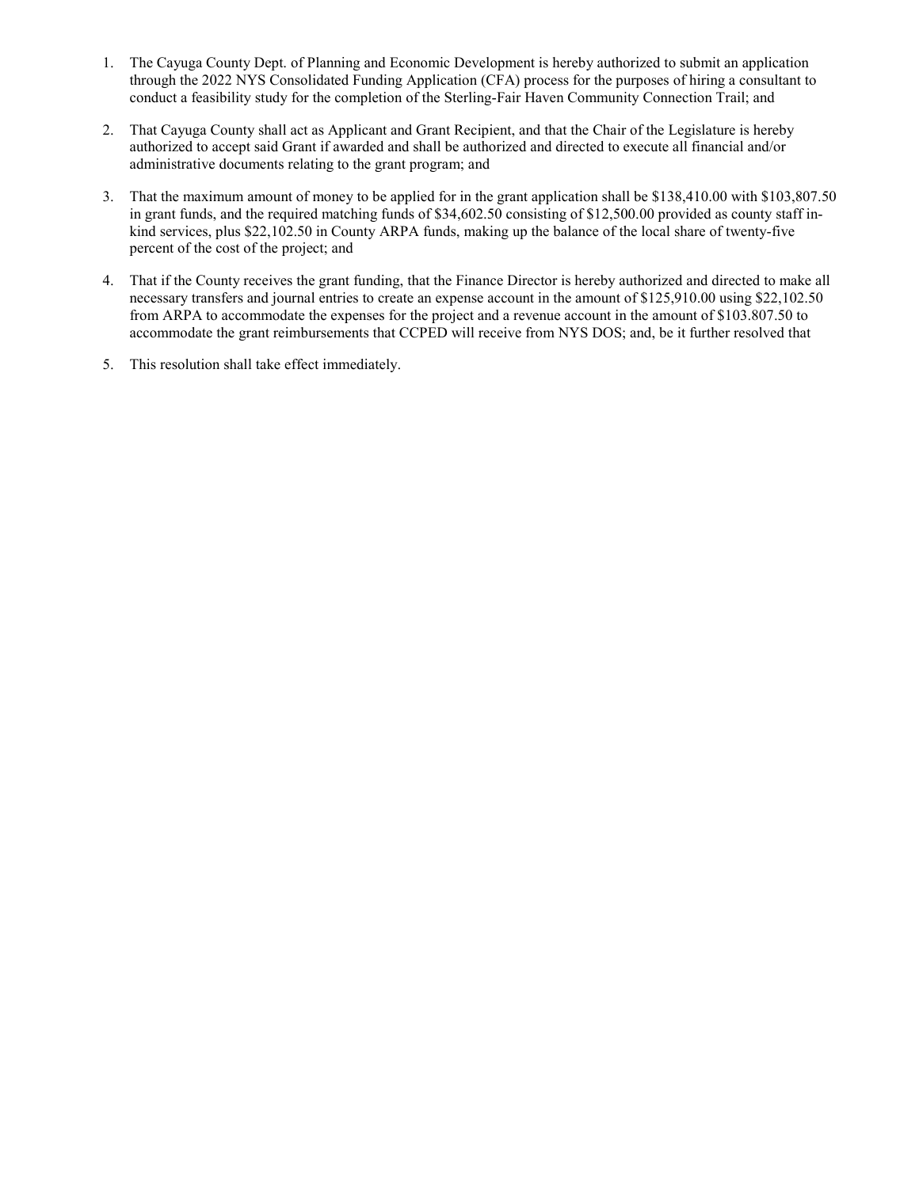1. The Cayuga County Dept. of Planning and Economic Development is hereby authorized to submit an application through the 2022 NYS Consolidated Funding Application (CFA) process for the purposes of hiring a consultant to conduct a feasibility study for the completion of the Sterling-Fair Haven Community Connection Trail; and

2. That Cayuga County shall act as Applicant and Grant Recipient, and that the Chair of the Legislature is hereby authorized to accept said Grant if awarded and shall be authorized and directed to execute all financial and/or administrative documents relating to the grant program; and

3. That the maximum amount of money to be applied for in the grant application shall be $138,410.00 with $103,807.50 in grant funds, and the required matching funds of $34,602.50 consisting of $12,500.00 provided as county staff in-kind services, plus $22,102.50 in County ARPA funds, making up the balance of the local share of twenty-five percent of the cost of the project; and

4. That if the County receives the grant funding, that the Finance Director is hereby authorized and directed to make all necessary transfers and journal entries to create an expense account in the amount of $125,910.00 using $22,102.50 from ARPA to accommodate the expenses for the project and a revenue account in the amount of $103.807.50 to accommodate the grant reimbursements that CCPED will receive from NYS DOS; and, be it further resolved that

5. This resolution shall take effect immediately.